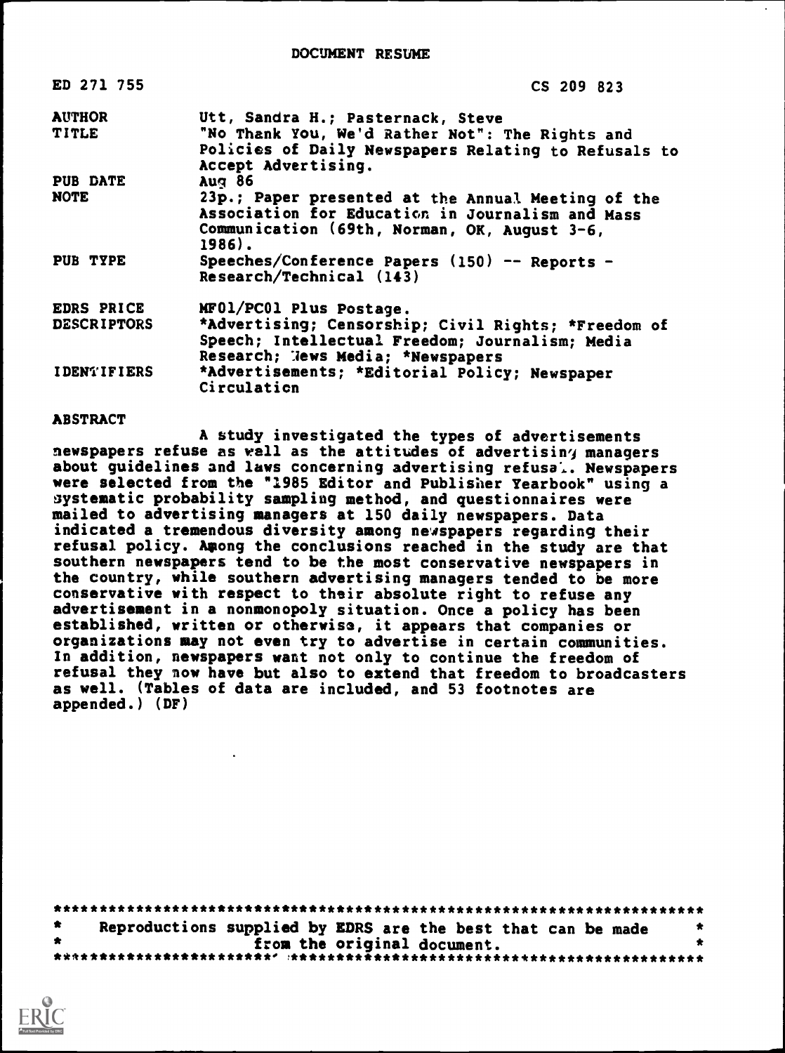DOCUMENT RESUME

| | |
|---|---|
| ED 271 755 | CS 209 823 |
| AUTHOR | Utt, Sandra H.; Pasternack, Steve |
| TITLE | "No Thank You, We'd Rather Not": The Rights and Policies of Daily Newspapers Relating to Refusals to Accept Advertising. |
| PUB DATE | Aug 86 |
| NOTE | 23p.; Paper presented at the Annual Meeting of the Association for Education in Journalism and Mass Communication (69th, Norman, OK, August 3-6, 1986). |
| PUB TYPE | Speeches/Conference Papers (150) -- Reports - Research/Technical (143) |
| EDRS PRICE | MF01/PC01 Plus Postage. |
| DESCRIPTORS | *Advertising; Censorship; Civil Rights; *Freedom of Speech; Intellectual Freedom; Journalism; Media Research; News Media; *Newspapers |
| IDENTIFIERS | *Advertisements; *Editorial Policy; Newspaper Circulation |

ABSTRACT

A study investigated the types of advertisements newspapers refuse as well as the attitudes of advertising managers about guidelines and laws concerning advertising refusal. Newspapers were selected from the "1985 Editor and Publisher Yearbook" using a systematic probability sampling method, and questionnaires were mailed to advertising managers at 150 daily newspapers. Data indicated a tremendous diversity among newspapers regarding their refusal policy. Among the conclusions reached in the study are that southern newspapers tend to be the most conservative newspapers in the country, while southern advertising managers tended to be more conservative with respect to their absolute right to refuse any advertisement in a nonmonopoly situation. Once a policy has been established, written or otherwise, it appears that companies or organizations may not even try to advertise in certain communities. In addition, newspapers want not only to continue the freedom of refusal they now have but also to extend that freedom to broadcasters as well. (Tables of data are included, and 53 footnotes are appended.) (DF)

***********************************************************************
* Reproductions supplied by EDRS are the best that can be made *
* from the original document. *
***********************************************************************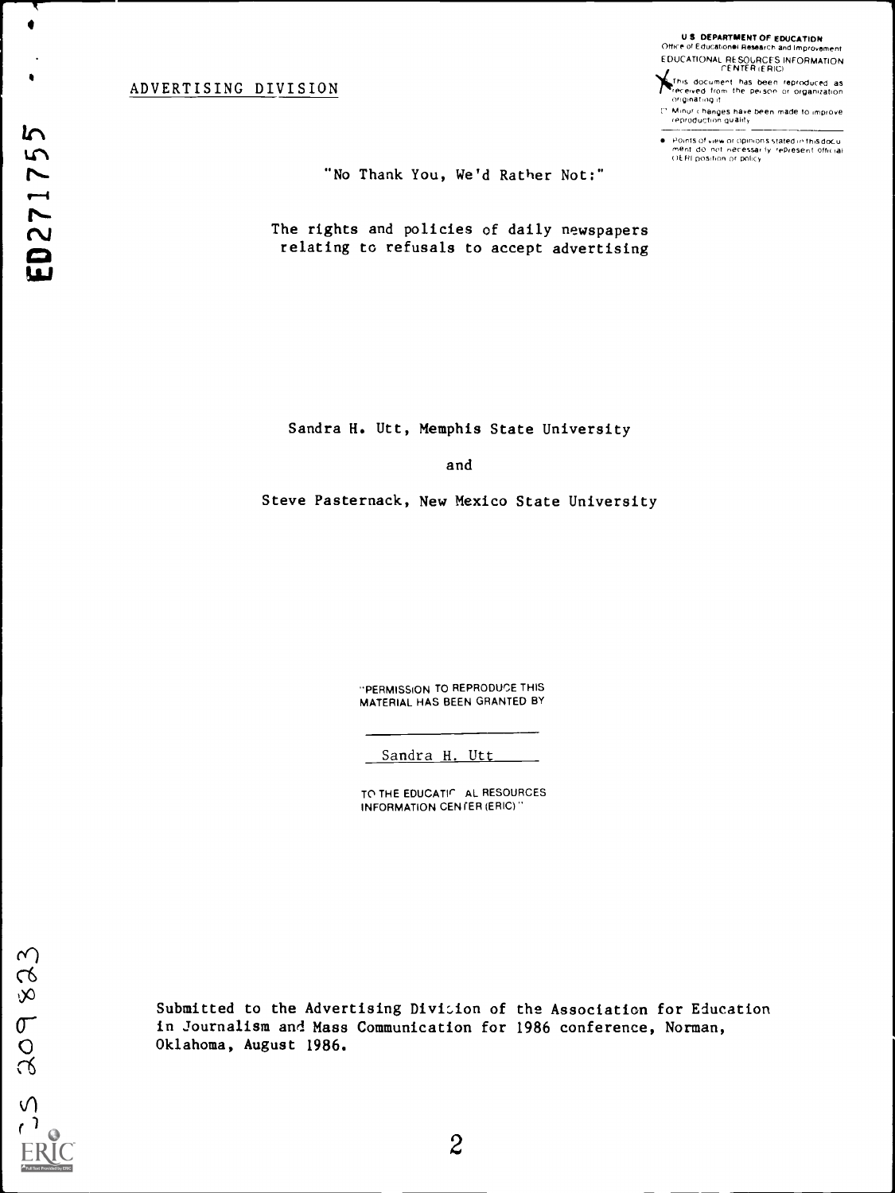ADVERTISING DIVISION

U.S. DEPARTMENT OF EDUCATION
Office of Educational Research and Improvement
EDUCATIONAL RESOURCES INFORMATION CENTER (ERIC)

This document has been reproduced as received from the person or organization originating it.

Minor changes have been made to improve reproduction quality.

Points of view or opinions stated in this document do not necessarily represent official OERI position or policy.

ED271755

"No Thank You, We'd Rather Not:"

The rights and policies of daily newspapers relating to refusals to accept advertising

Sandra H. Utt, Memphis State University

and

Steve Pasternack, New Mexico State University

"PERMISSION TO REPRODUCE THIS MATERIAL HAS BEEN GRANTED BY

Sandra H. Utt

TO THE EDUCATIONAL RESOURCES INFORMATION CENTER (ERIC)."

Submitted to the Advertising Division of the Association for Education in Journalism and Mass Communication for 1986 conference, Norman, Oklahoma, August 1986.

CS 209823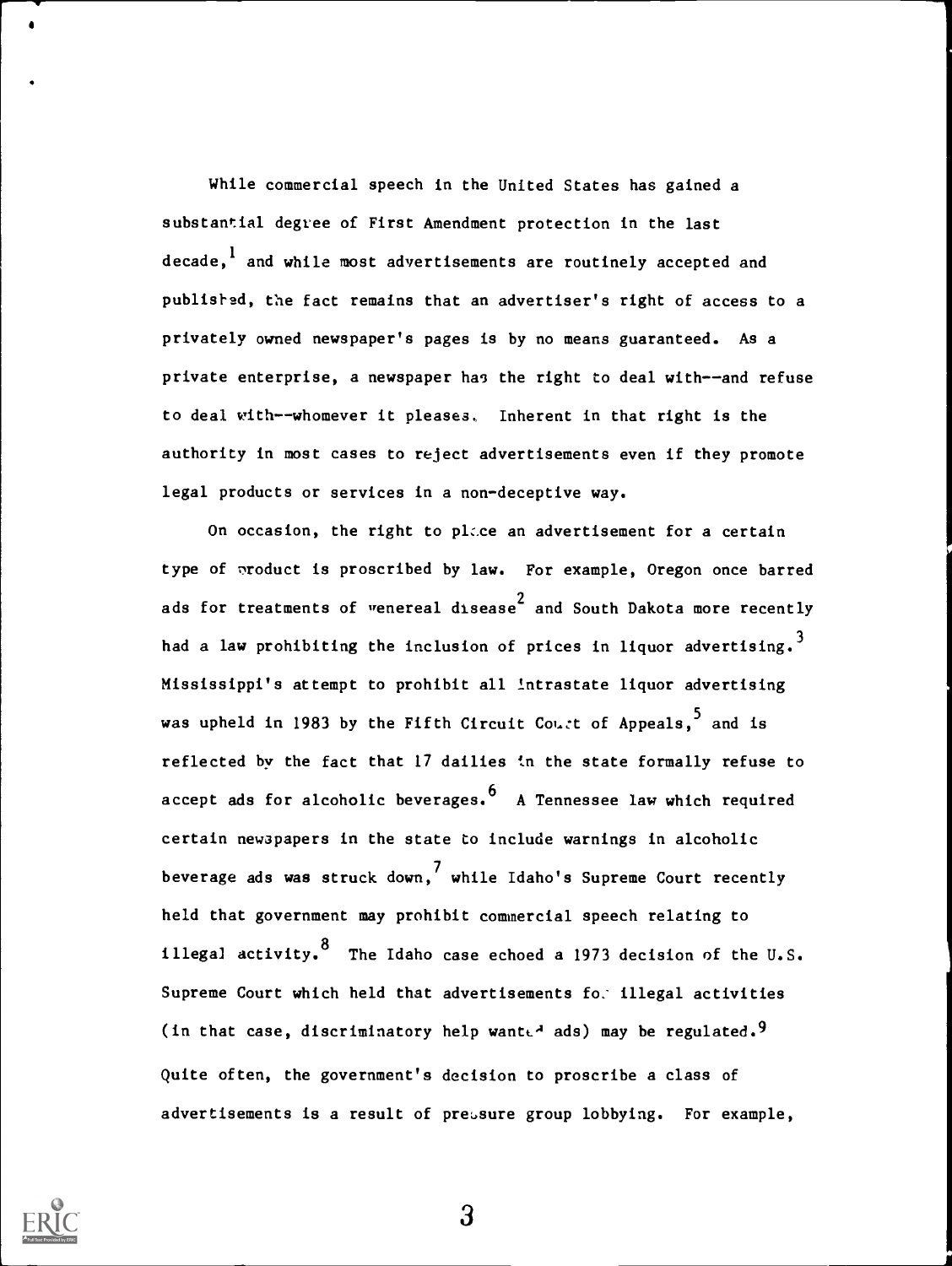While commercial speech in the United States has gained a substantial degree of First Amendment protection in the last decade,[1] and while most advertisements are routinely accepted and published, the fact remains that an advertiser's right of access to a privately owned newspaper's pages is by no means guaranteed. As a private enterprise, a newspaper has the right to deal with--and refuse to deal with--whomever it pleases. Inherent in that right is the authority in most cases to reject advertisements even if they promote legal products or services in a non-deceptive way.

On occasion, the right to place an advertisement for a certain type of product is proscribed by law. For example, Oregon once barred ads for treatments of venereal disease[2] and South Dakota more recently had a law prohibiting the inclusion of prices in liquor advertising.[3] Mississippi's attempt to prohibit all intrastate liquor advertising was upheld in 1983 by the Fifth Circuit Court of Appeals,[5] and is reflected by the fact that 17 dailies in the state formally refuse to accept ads for alcoholic beverages.[6] A Tennessee law which required certain newspapers in the state to include warnings in alcoholic beverage ads was struck down,[7] while Idaho's Supreme Court recently held that government may prohibit commercial speech relating to illegal activity.[8] The Idaho case echoed a 1973 decision of the U.S. Supreme Court which held that advertisements for illegal activities (in that case, discriminatory help wanted ads) may be regulated.[9] Quite often, the government's decision to proscribe a class of advertisements is a result of pressure group lobbying. For example,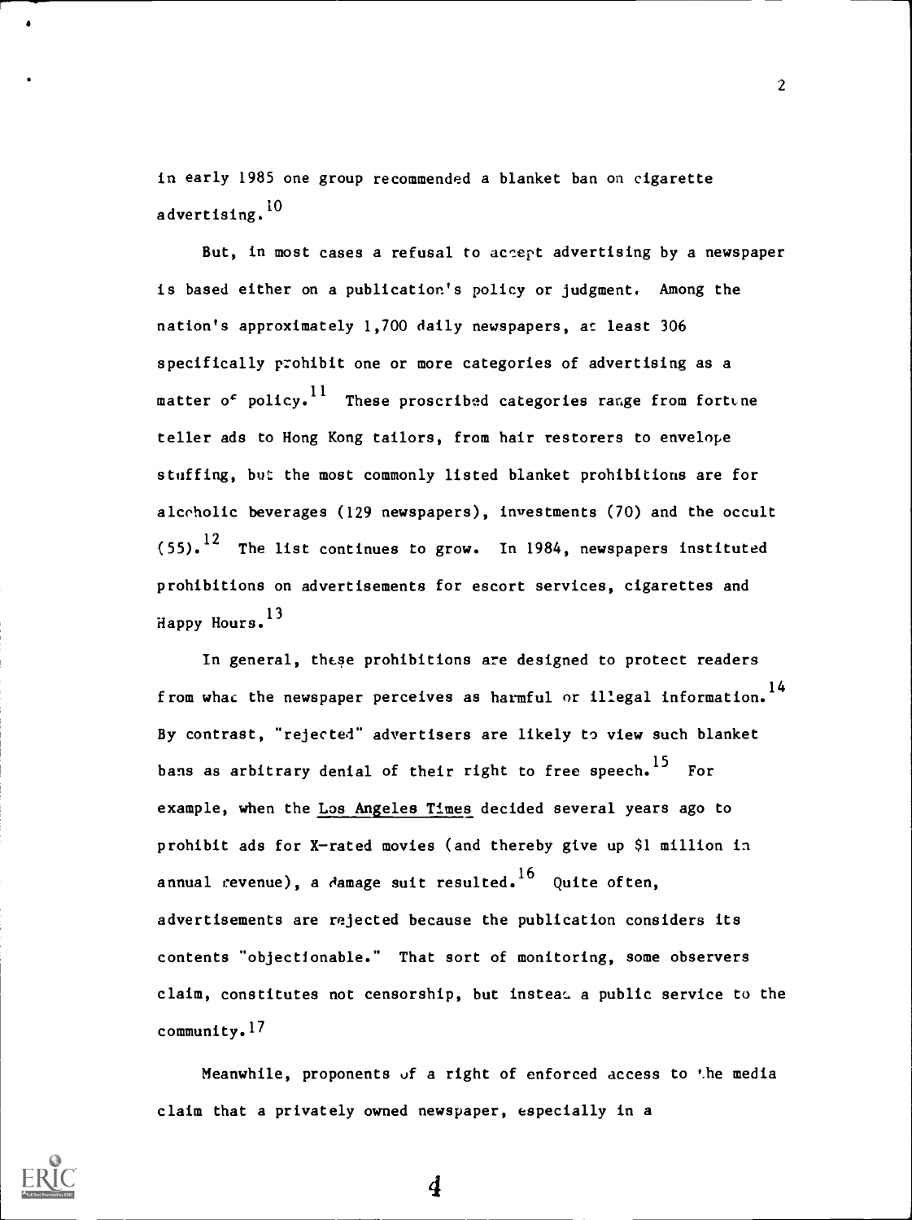in early 1985 one group recommended a blanket ban on cigarette advertising.[10]

But, in most cases a refusal to accept advertising by a newspaper is based either on a publication's policy or judgment. Among the nation's approximately 1,700 daily newspapers, at least 306 specifically prohibit one or more categories of advertising as a matter of policy.[11] These proscribed categories range from fortune teller ads to Hong Kong tailors, from hair restorers to envelope stuffing, but the most commonly listed blanket prohibitions are for alcoholic beverages (129 newspapers), investments (70) and the occult (55).[12] The list continues to grow. In 1984, newspapers instituted prohibitions on advertisements for escort services, cigarettes and Happy Hours.[13]

In general, these prohibitions are designed to protect readers from what the newspaper perceives as harmful or illegal information.[14] By contrast, "rejected" advertisers are likely to view such blanket bans as arbitrary denial of their right to free speech.[15] For example, when the Los Angeles Times decided several years ago to prohibit ads for X-rated movies (and thereby give up $1 million in annual revenue), a damage suit resulted.[16] Quite often, advertisements are rejected because the publication considers its contents "objectionable." That sort of monitoring, some observers claim, constitutes not censorship, but instead a public service to the community.[17]

Meanwhile, proponents of a right of enforced access to the media claim that a privately owned newspaper, especially in a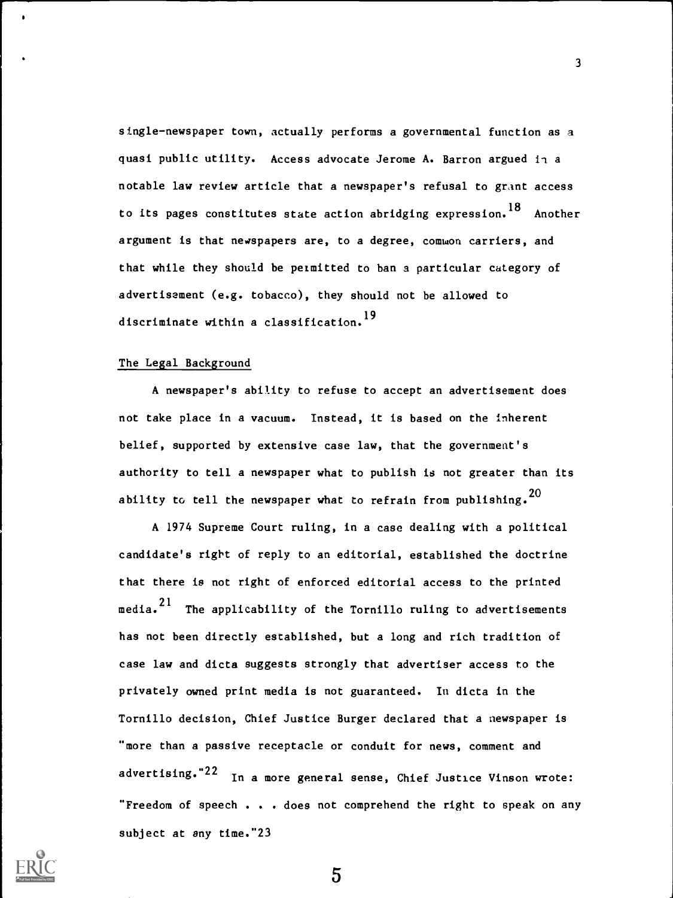single-newspaper town, actually performs a governmental function as a quasi public utility. Access advocate Jerome A. Barron argued in a notable law review article that a newspaper's refusal to grant access to its pages constitutes state action abridging expression.[18] Another argument is that newspapers are, to a degree, common carriers, and that while they should be permitted to ban a particular category of advertisement (e.g. tobacco), they should not be allowed to discriminate within a classification.[19]

## The Legal Background

A newspaper's ability to refuse to accept an advertisement does not take place in a vacuum. Instead, it is based on the inherent belief, supported by extensive case law, that the government's authority to tell a newspaper what to publish is not greater than its ability to tell the newspaper what to refrain from publishing.[20]

A 1974 Supreme Court ruling, in a case dealing with a political candidate's right of reply to an editorial, established the doctrine that there is not right of enforced editorial access to the printed media.[21] The applicability of the Tornillo ruling to advertisements has not been directly established, but a long and rich tradition of case law and dicta suggests strongly that advertiser access to the privately owned print media is not guaranteed. In dicta in the Tornillo decision, Chief Justice Burger declared that a newspaper is "more than a passive receptacle or conduit for news, comment and advertising."[22] In a more general sense, Chief Justice Vinson wrote: "Freedom of speech . . . does not comprehend the right to speak on any subject at any time."[23]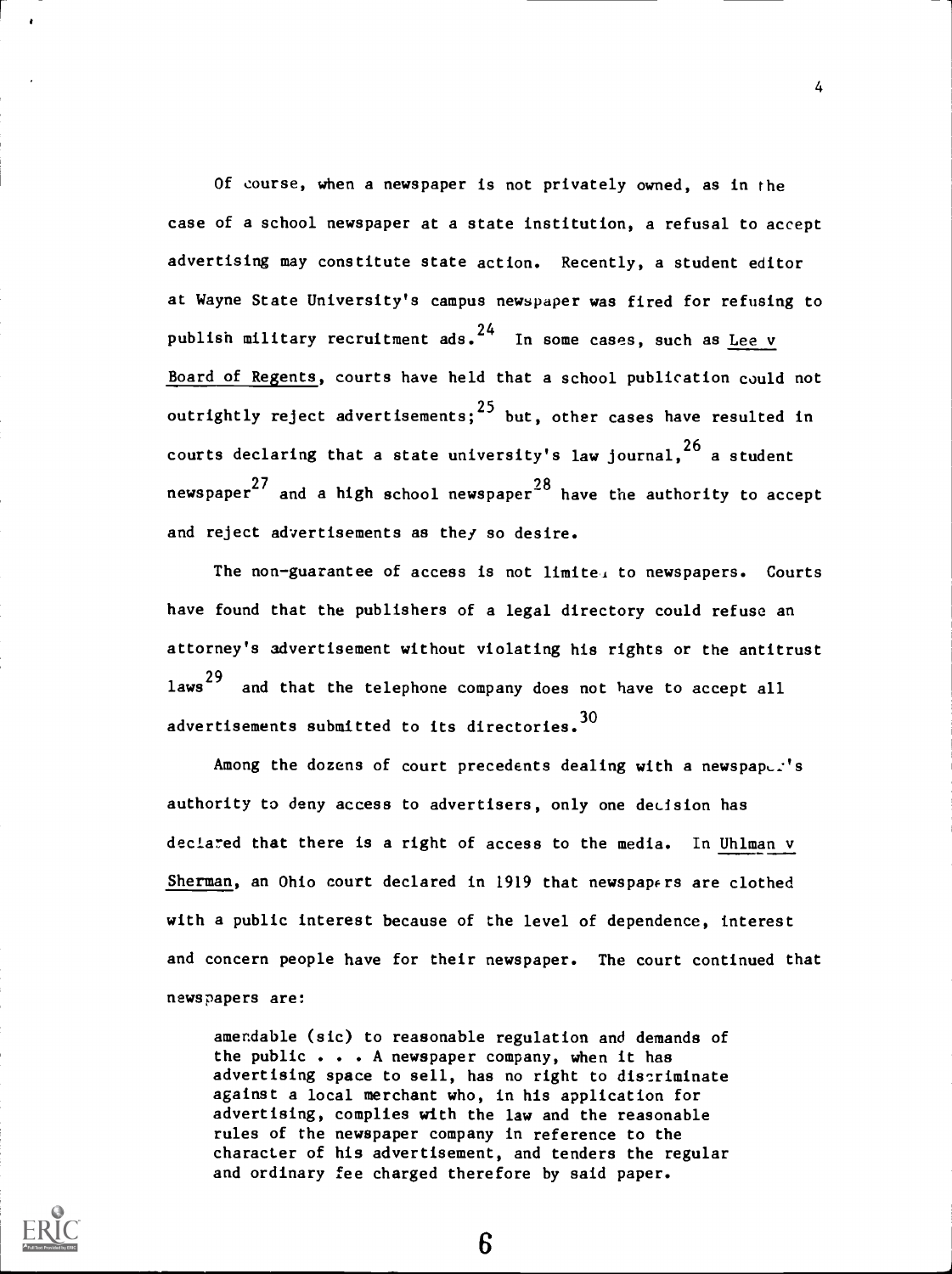Of course, when a newspaper is not privately owned, as in the case of a school newspaper at a state institution, a refusal to accept advertising may constitute state action. Recently, a student editor at Wayne State University's campus newspaper was fired for refusing to publish military recruitment ads.[24] In some cases, such as Lee v Board of Regents, courts have held that a school publication could not outrightly reject advertisements;[25] but, other cases have resulted in courts declaring that a state university's law journal,[26] a student newspaper[27] and a high school newspaper[28] have the authority to accept and reject advertisements as they so desire.

The non-guarantee of access is not limited to newspapers. Courts have found that the publishers of a legal directory could refuse an attorney's advertisement without violating his rights or the antitrust laws[29] and that the telephone company does not have to accept all advertisements submitted to its directories.[30]

Among the dozens of court precedents dealing with a newspaper's authority to deny access to advertisers, only one decision has declared that there is a right of access to the media. In Uhlman v Sherman, an Ohio court declared in 1919 that newspapers are clothed with a public interest because of the level of dependence, interest and concern people have for their newspaper. The court continued that newspapers are:

> amendable (sic) to reasonable regulation and demands of the public . . . A newspaper company, when it has advertising space to sell, has no right to discriminate against a local merchant who, in his application for advertising, complies with the law and the reasonable rules of the newspaper company in reference to the character of his advertisement, and tenders the regular and ordinary fee charged therefore by said paper.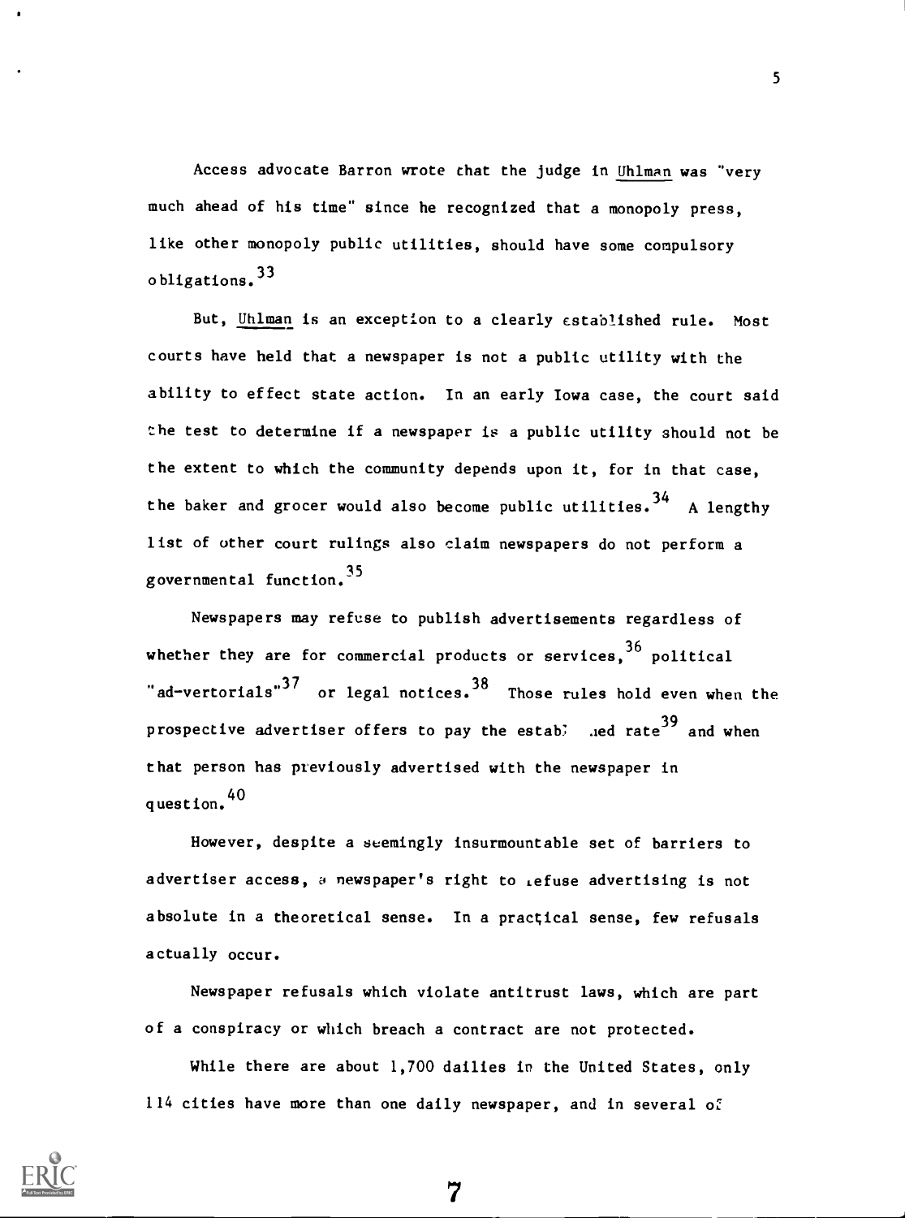Access advocate Barron wrote that the judge in Uhlman was "very much ahead of his time" since he recognized that a monopoly press, like other monopoly public utilities, should have some compulsory obligations.[33]

But, Uhlman is an exception to a clearly established rule. Most courts have held that a newspaper is not a public utility with the ability to effect state action. In an early Iowa case, the court said the test to determine if a newspaper is a public utility should not be the extent to which the community depends upon it, for in that case, the baker and grocer would also become public utilities.[34] A lengthy list of other court rulings also claim newspapers do not perform a governmental function.[35]

Newspapers may refuse to publish advertisements regardless of whether they are for commercial products or services,[36] political "ad-vertorials"[37] or legal notices.[38] Those rules hold even when the prospective advertiser offers to pay the estab: .ned rate[39] and when that person has previously advertised with the newspaper in question.[40]

However, despite a seemingly insurmountable set of barriers to advertiser access, a newspaper's right to refuse advertising is not absolute in a theoretical sense. In a practical sense, few refusals actually occur.

Newspaper refusals which violate antitrust laws, which are part of a conspiracy or which breach a contract are not protected.

While there are about 1,700 dailies in the United States, only 114 cities have more than one daily newspaper, and in several of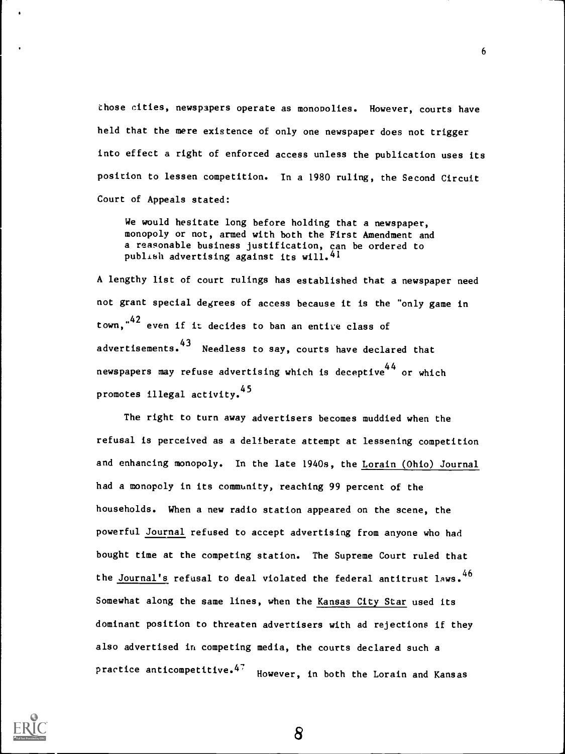those cities, newspapers operate as monopolies. However, courts have held that the mere existence of only one newspaper does not trigger into effect a right of enforced access unless the publication uses its position to lessen competition. In a 1980 ruling, the Second Circuit Court of Appeals stated:

> We would hesitate long before holding that a newspaper, monopoly or not, armed with both the First Amendment and a reasonable business justification, can be ordered to publish advertising against its will.[41]

A lengthy list of court rulings has established that a newspaper need not grant special degrees of access because it is the "only game in town,"[42] even if it decides to ban an entire class of advertisements.[43] Needless to say, courts have declared that newspapers may refuse advertising which is deceptive[44] or which promotes illegal activity.[45]

The right to turn away advertisers becomes muddied when the refusal is perceived as a deliberate attempt at lessening competition and enhancing monopoly. In the late 1940s, the _Lorain (Ohio) Journal_ had a monopoly in its community, reaching 99 percent of the households. When a new radio station appeared on the scene, the powerful _Journal_ refused to accept advertising from anyone who had bought time at the competing station. The Supreme Court ruled that the _Journal's_ refusal to deal violated the federal antitrust laws.[46] Somewhat along the same lines, when the _Kansas City Star_ used its dominant position to threaten advertisers with ad rejections if they also advertised in competing media, the courts declared such a practice anticompetitive.[47] However, in both the Lorain and Kansas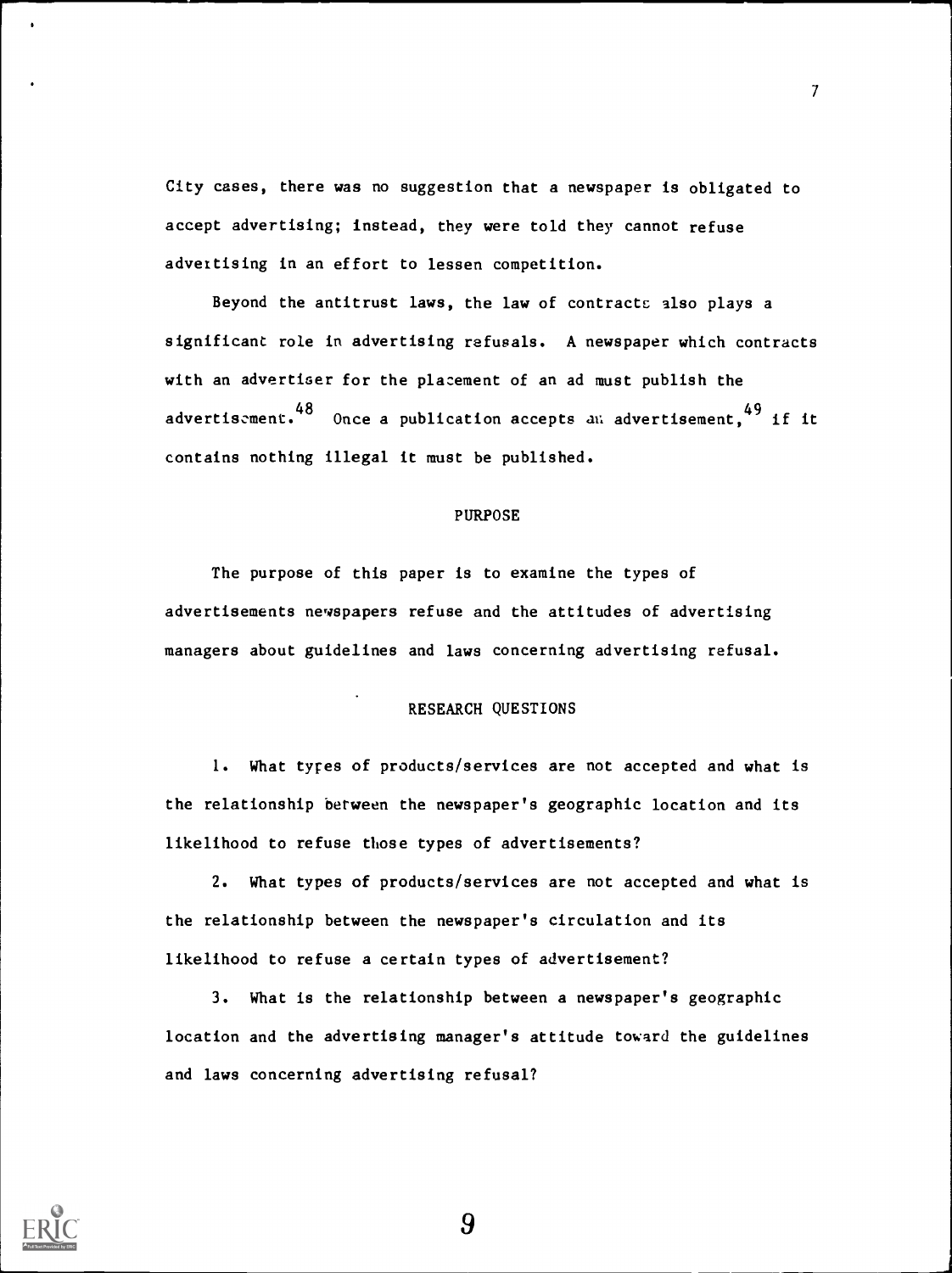City cases, there was no suggestion that a newspaper is obligated to accept advertising; instead, they were told they cannot refuse advertising in an effort to lessen competition.

Beyond the antitrust laws, the law of contracts also plays a significant role in advertising refusals. A newspaper which contracts with an advertiser for the placement of an ad must publish the advertisement.[48] Once a publication accepts an advertisement,[49] if it contains nothing illegal it must be published.

## PURPOSE

The purpose of this paper is to examine the types of advertisements newspapers refuse and the attitudes of advertising managers about guidelines and laws concerning advertising refusal.

## RESEARCH QUESTIONS

1. What types of products/services are not accepted and what is the relationship between the newspaper's geographic location and its likelihood to refuse those types of advertisements?

2. What types of products/services are not accepted and what is the relationship between the newspaper's circulation and its likelihood to refuse a certain types of advertisement?

3. What is the relationship between a newspaper's geographic location and the advertising manager's attitude toward the guidelines and laws concerning advertising refusal?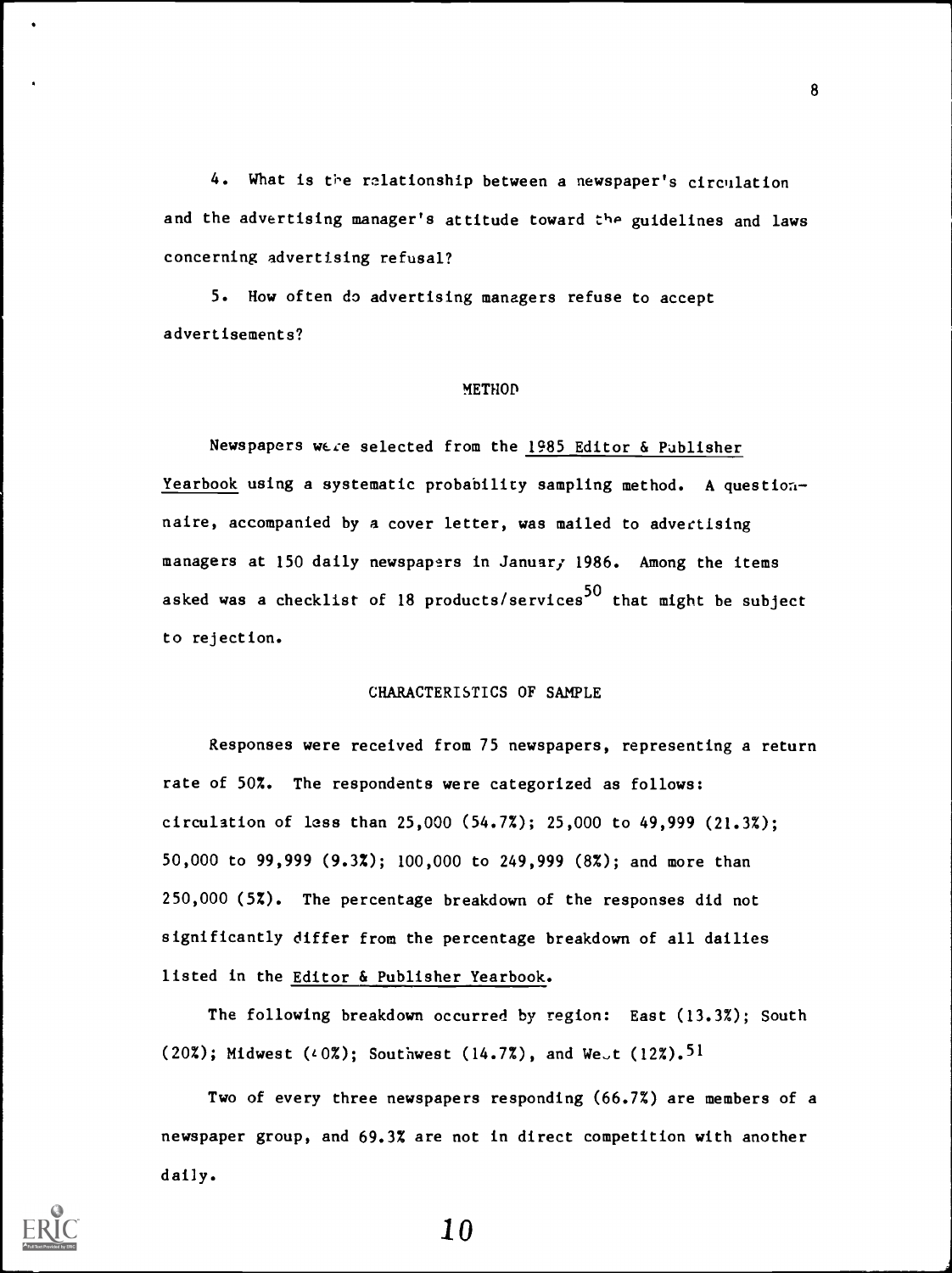4. What is the relationship between a newspaper's circulation and the advertising manager's attitude toward the guidelines and laws concerning advertising refusal?

5. How often do advertising managers refuse to accept advertisements?

## METHOD

Newspapers were selected from the 1985 Editor & Publisher Yearbook using a systematic probability sampling method. A questionnaire, accompanied by a cover letter, was mailed to advertising managers at 150 daily newspapers in January 1986. Among the items asked was a checklist of 18 products/services[50] that might be subject to rejection.

## CHARACTERISTICS OF SAMPLE

Responses were received from 75 newspapers, representing a return rate of 50%. The respondents were categorized as follows: circulation of less than 25,000 (54.7%); 25,000 to 49,999 (21.3%); 50,000 to 99,999 (9.3%); 100,000 to 249,999 (8%); and more than 250,000 (5%). The percentage breakdown of the responses did not significantly differ from the percentage breakdown of all dailies listed in the Editor & Publisher Yearbook.

The following breakdown occurred by region: East (13.3%); South (20%); Midwest (40%); Southwest (14.7%), and West (12%).[51]

Two of every three newspapers responding (66.7%) are members of a newspaper group, and 69.3% are not in direct competition with another daily.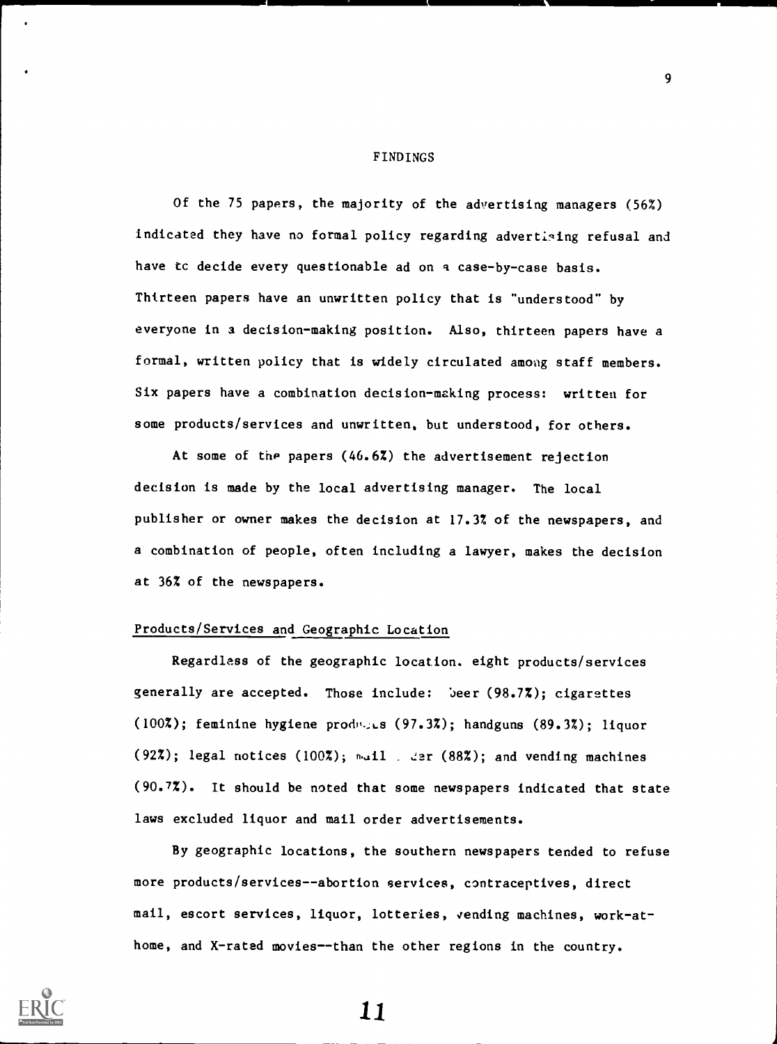# FINDINGS

Of the 75 papers, the majority of the advertising managers (56%) indicated they have no formal policy regarding advertising refusal and have to decide every questionable ad on a case-by-case basis. Thirteen papers have an unwritten policy that is "understood" by everyone in a decision-making position. Also, thirteen papers have a formal, written policy that is widely circulated among staff members. Six papers have a combination decision-making process: written for some products/services and unwritten, but understood, for others.

At some of the papers (46.6%) the advertisement rejection decision is made by the local advertising manager. The local publisher or owner makes the decision at 17.3% of the newspapers, and a combination of people, often including a lawyer, makes the decision at 36% of the newspapers.

## Products/Services and Geographic Location

Regardless of the geographic location, eight products/services generally are accepted. Those include: beer (98.7%); cigarettes (100%); feminine hygiene products (97.3%); handguns (89.3%); liquor (92%); legal notices (100%); mail order (88%); and vending machines (90.7%). It should be noted that some newspapers indicated that state laws excluded liquor and mail order advertisements.

By geographic locations, the southern newspapers tended to refuse more products/services--abortion services, contraceptives, direct mail, escort services, liquor, lotteries, vending machines, work-at-home, and X-rated movies--than the other regions in the country.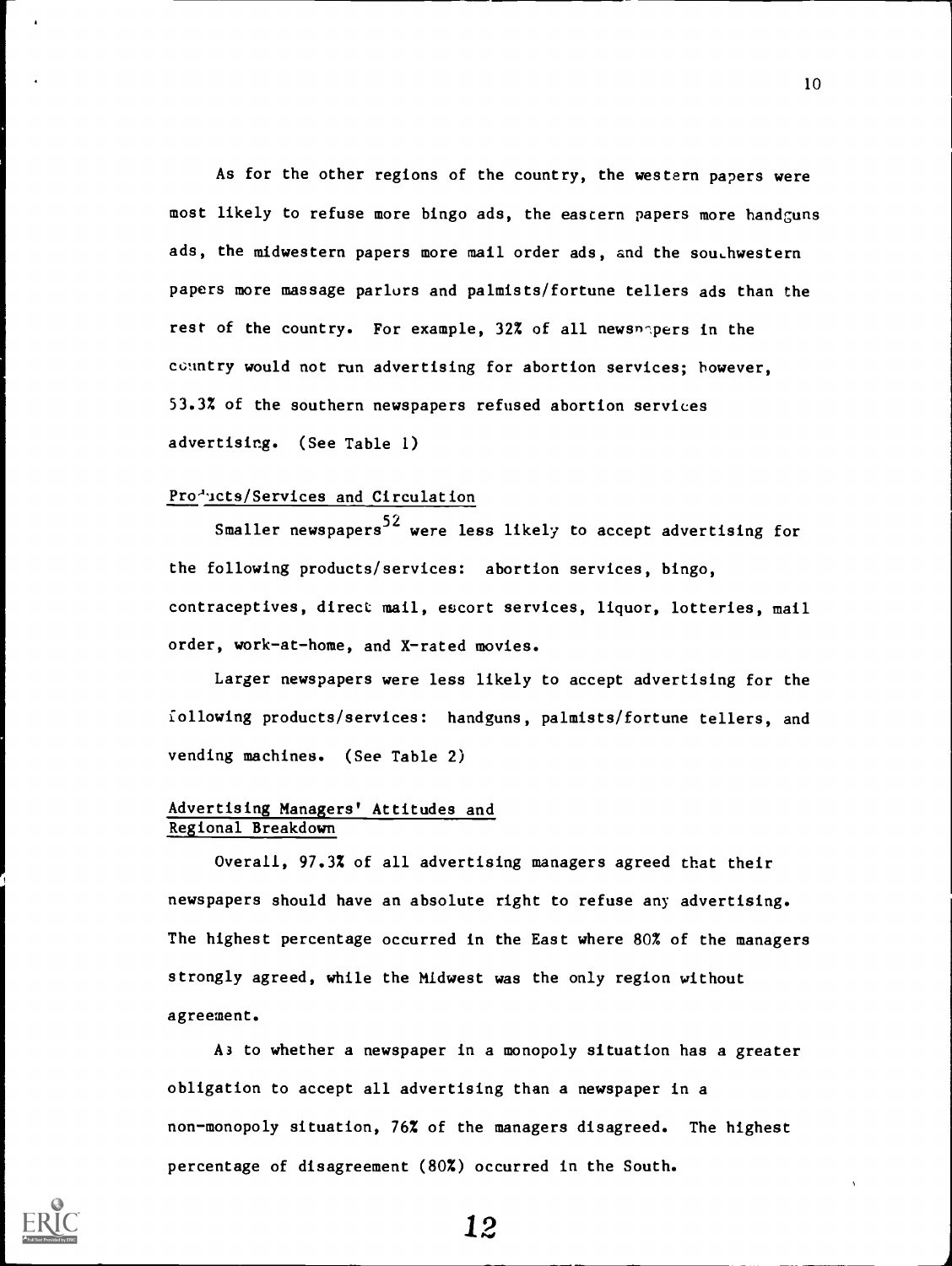As for the other regions of the country, the western papers were most likely to refuse more bingo ads, the eastern papers more handguns ads, the midwestern papers more mail order ads, and the southwestern papers more massage parlors and palmists/fortune tellers ads than the rest of the country. For example, 32% of all newspapers in the country would not run advertising for abortion services; however, 53.3% of the southern newspapers refused abortion services advertising. (See Table 1)

## Products/Services and Circulation

Smaller newspapers[52] were less likely to accept advertising for the following products/services: abortion services, bingo, contraceptives, direct mail, escort services, liquor, lotteries, mail order, work-at-home, and X-rated movies.

Larger newspapers were less likely to accept advertising for the following products/services: handguns, palmists/fortune tellers, and vending machines. (See Table 2)

## Advertising Managers' Attitudes and Regional Breakdown

Overall, 97.3% of all advertising managers agreed that their newspapers should have an absolute right to refuse any advertising. The highest percentage occurred in the East where 80% of the managers strongly agreed, while the Midwest was the only region without agreement.

As to whether a newspaper in a monopoly situation has a greater obligation to accept all advertising than a newspaper in a non-monopoly situation, 76% of the managers disagreed. The highest percentage of disagreement (80%) occurred in the South.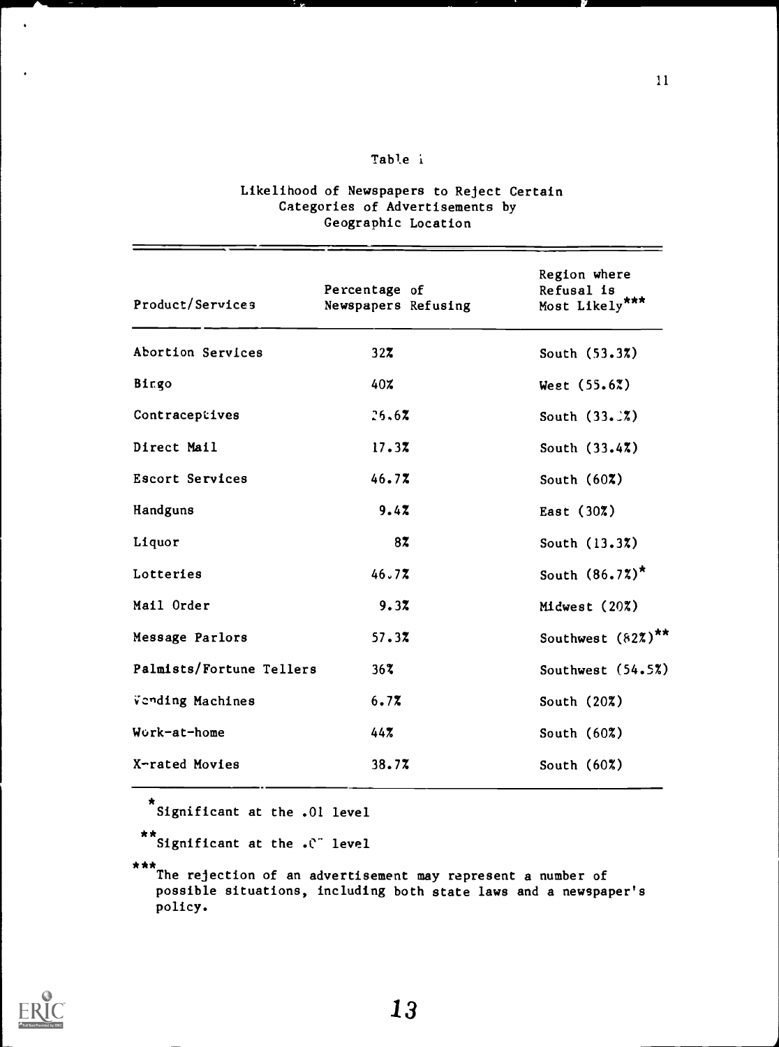Table 1

Likelihood of Newspapers to Reject Certain Categories of Advertisements by Geographic Location

| Product/Services | Percentage of Newspapers Refusing | Region where Refusal is Most Likely*** |
|---|---|---|
| Abortion Services | 32% | South (53.3%) |
| Bingo | 40% | West (55.6%) |
| Contraceptives | 26.6% | South (33.3%) |
| Direct Mail | 17.3% | South (33.4%) |
| Escort Services | 46.7% | South (60%) |
| Handguns | 9.4% | East (30%) |
| Liquor | 8% | South (13.3%) |
| Lotteries | 46.7% | South (86.7%)* |
| Mail Order | 9.3% | Midwest (20%) |
| Message Parlors | 57.3% | Southwest (82%)** |
| Palmists/Fortune Tellers | 36% | Southwest (54.5%) |
| Vending Machines | 6.7% | South (20%) |
| Work-at-home | 44% | South (60%) |
| X-rated Movies | 38.7% | South (60%) |

*Significant at the .01 level

**Significant at the .0̈ level

***The rejection of an advertisement may represent a number of possible situations, including both state laws and a newspaper's policy.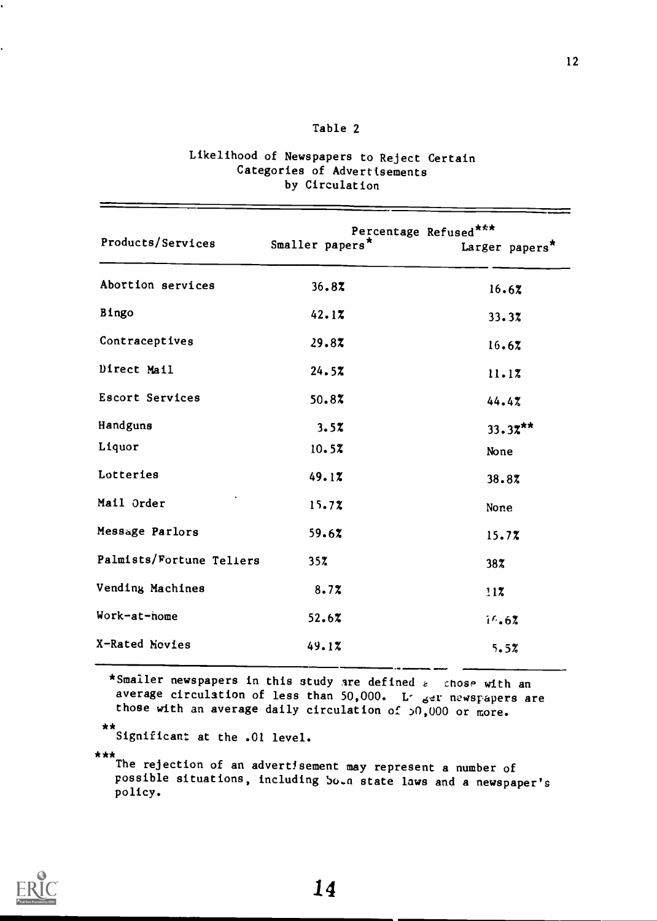Table 2

Likelihood of Newspapers to Reject Certain Categories of Advertisements by Circulation

| Products/Services | Percentage Refused*** | |
|---|---|---|
| | Smaller papers* | Larger papers* |
| Abortion services | 36.8% | 16.6% |
| Bingo | 42.1% | 33.3% |
| Contraceptives | 29.8% | 16.6% |
| Direct Mail | 24.5% | 11.1% |
| Escort Services | 50.8% | 44.4% |
| Handguns | 3.5% | 33.3%** |
| Liquor | 10.5% | None |
| Lotteries | 49.1% | 38.8% |
| Mail Order | 15.7% | None |
| Message Parlors | 59.6% | 15.7% |
| Palmists/Fortune Tellers | 35% | 38% |
| Vending Machines | 8.7% | 11% |
| Work-at-home | 52.6% | 16.6% |
| X-Rated Movies | 49.1% | 5.5% |

*Smaller newspapers in this study are defined as those with an average circulation of less than 50,000. Larger newspapers are those with an average daily circulation of 50,000 or more.

**Significant at the .01 level.

***The rejection of an advertisement may represent a number of possible situations, including both state laws and a newspaper's policy.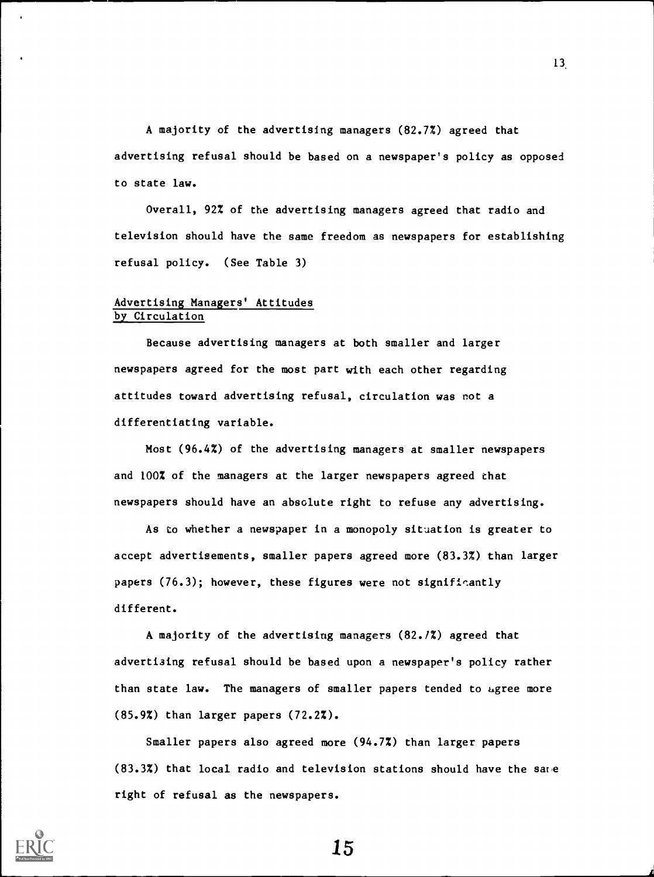A majority of the advertising managers (82.7%) agreed that advertising refusal should be based on a newspaper's policy as opposed to state law.

Overall, 92% of the advertising managers agreed that radio and television should have the same freedom as newspapers for establishing refusal policy. (See Table 3)

## Advertising Managers' Attitudes by Circulation

Because advertising managers at both smaller and larger newspapers agreed for the most part with each other regarding attitudes toward advertising refusal, circulation was not a differentiating variable.

Most (96.4%) of the advertising managers at smaller newspapers and 100% of the managers at the larger newspapers agreed that newspapers should have an absolute right to refuse any advertising.

As to whether a newspaper in a monopoly situation is greater to accept advertisements, smaller papers agreed more (83.3%) than larger papers (76.3); however, these figures were not significantly different.

A majority of the advertising managers (82.7%) agreed that advertising refusal should be based upon a newspaper's policy rather than state law. The managers of smaller papers tended to agree more (85.9%) than larger papers (72.2%).

Smaller papers also agreed more (94.7%) than larger papers (83.3%) that local radio and television stations should have the same right of refusal as the newspapers.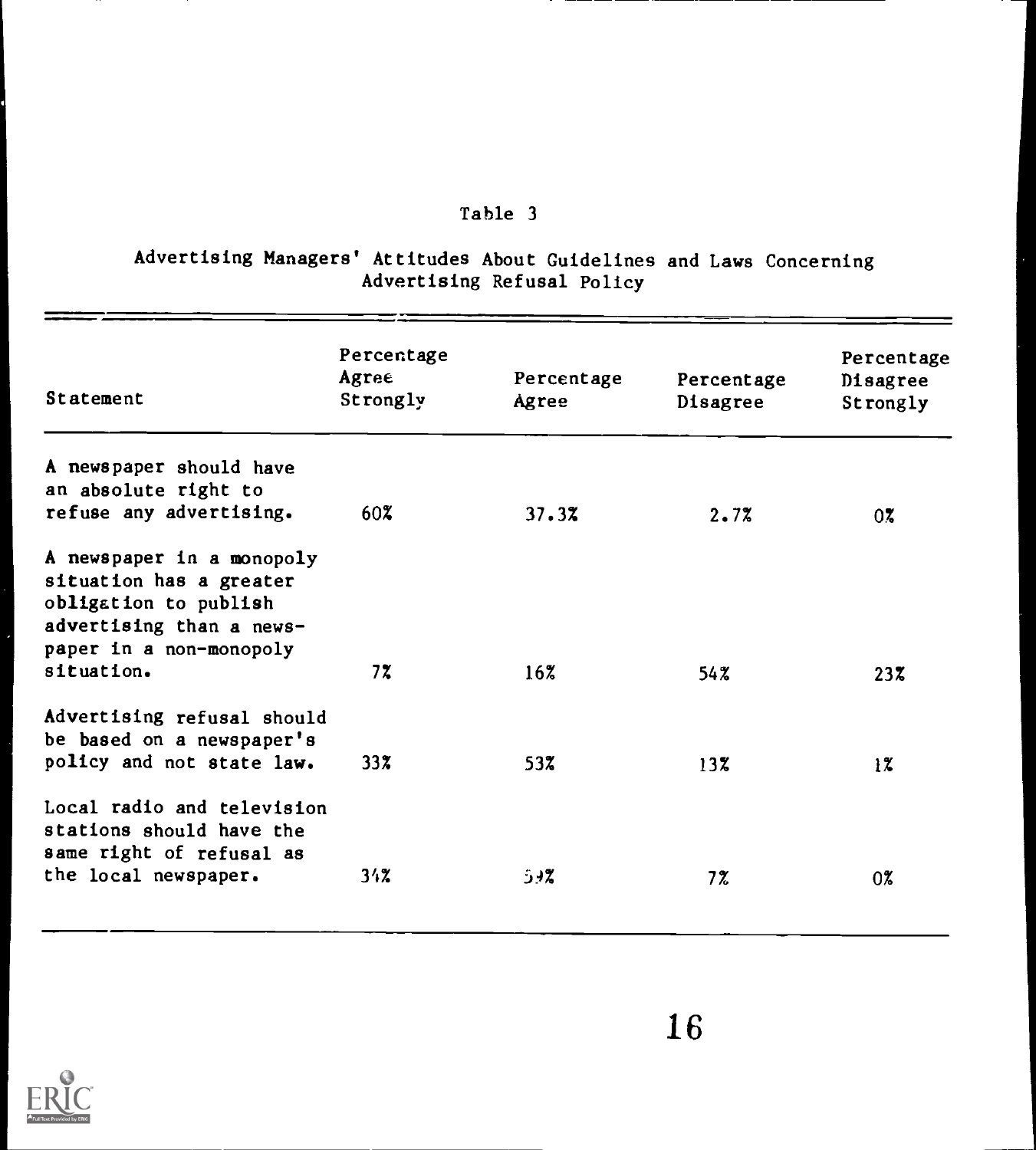Table 3

Advertising Managers' Attitudes About Guidelines and Laws Concerning Advertising Refusal Policy

| Statement | Percentage Agree Strongly | Percentage Agree | Percentage Disagree | Percentage Disagree Strongly |
|---|---|---|---|---|
| A newspaper should have an absolute right to refuse any advertising. | 60% | 37.3% | 2.7% | 0% |
| A newspaper in a monopoly situation has a greater obligation to publish advertising than a newspaper in a non-monopoly situation. | 7% | 16% | 54% | 23% |
| Advertising refusal should be based on a newspaper's policy and not state law. | 33% | 53% | 13% | 1% |
| Local radio and television stations should have the same right of refusal as the local newspaper. | 34% | 59% | 7% | 0% |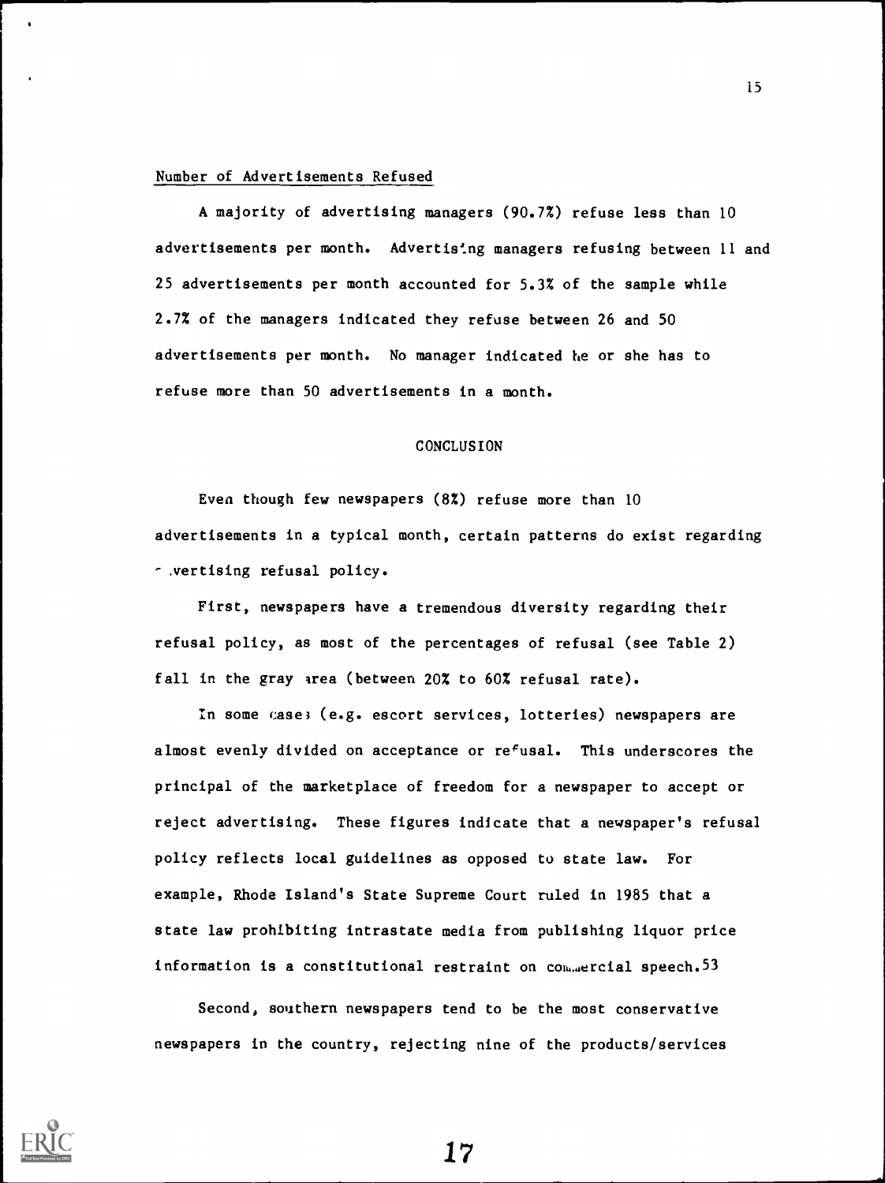Number of Advertisements Refused

A majority of advertising managers (90.7%) refuse less than 10 advertisements per month. Advertising managers refusing between 11 and 25 advertisements per month accounted for 5.3% of the sample while 2.7% of the managers indicated they refuse between 26 and 50 advertisements per month. No manager indicated he or she has to refuse more than 50 advertisements in a month.

## CONCLUSION

Even though few newspapers (8%) refuse more than 10 advertisements in a typical month, certain patterns do exist regarding advertising refusal policy.

First, newspapers have a tremendous diversity regarding their refusal policy, as most of the percentages of refusal (see Table 2) fall in the gray area (between 20% to 60% refusal rate).

In some cases (e.g. escort services, lotteries) newspapers are almost evenly divided on acceptance or refusal. This underscores the principal of the marketplace of freedom for a newspaper to accept or reject advertising. These figures indicate that a newspaper's refusal policy reflects local guidelines as opposed to state law. For example, Rhode Island's State Supreme Court ruled in 1985 that a state law prohibiting intrastate media from publishing liquor price information is a constitutional restraint on commercial speech.[53]

Second, southern newspapers tend to be the most conservative newspapers in the country, rejecting nine of the products/services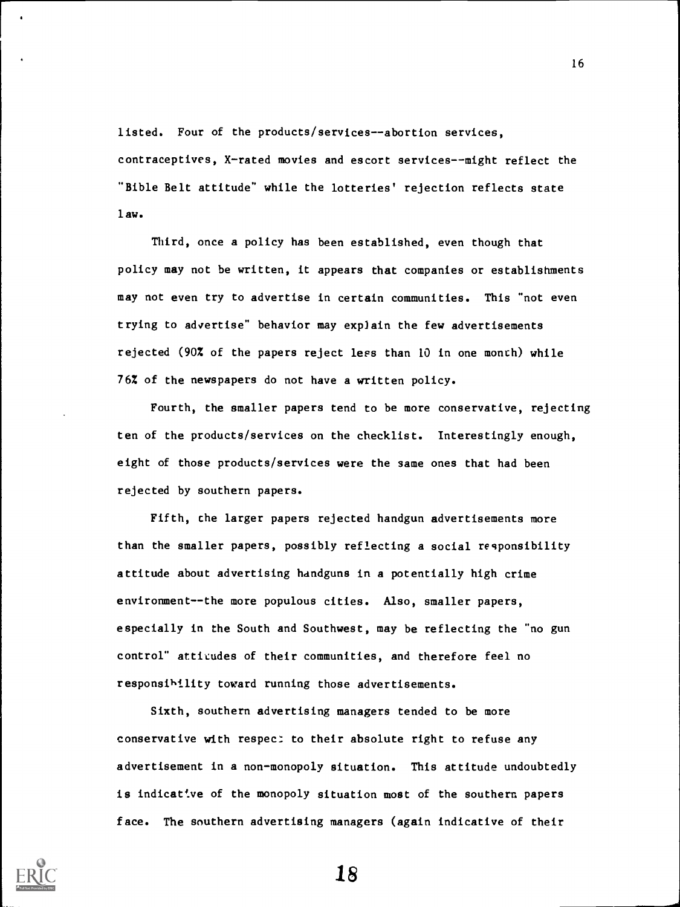listed. Four of the products/services--abortion services, contraceptives, X-rated movies and escort services--might reflect the "Bible Belt attitude" while the lotteries' rejection reflects state law.

Third, once a policy has been established, even though that policy may not be written, it appears that companies or establishments may not even try to advertise in certain communities. This "not even trying to advertise" behavior may explain the few advertisements rejected (90% of the papers reject less than 10 in one month) while 76% of the newspapers do not have a written policy.

Fourth, the smaller papers tend to be more conservative, rejecting ten of the products/services on the checklist. Interestingly enough, eight of those products/services were the same ones that had been rejected by southern papers.

Fifth, the larger papers rejected handgun advertisements more than the smaller papers, possibly reflecting a social responsibility attitude about advertising handguns in a potentially high crime environment--the more populous cities. Also, smaller papers, especially in the South and Southwest, may be reflecting the "no gun control" attitudes of their communities, and therefore feel no responsibility toward running those advertisements.

Sixth, southern advertising managers tended to be more conservative with respect to their absolute right to refuse any advertisement in a non-monopoly situation. This attitude undoubtedly is indicative of the monopoly situation most of the southern papers face. The southern advertising managers (again indicative of their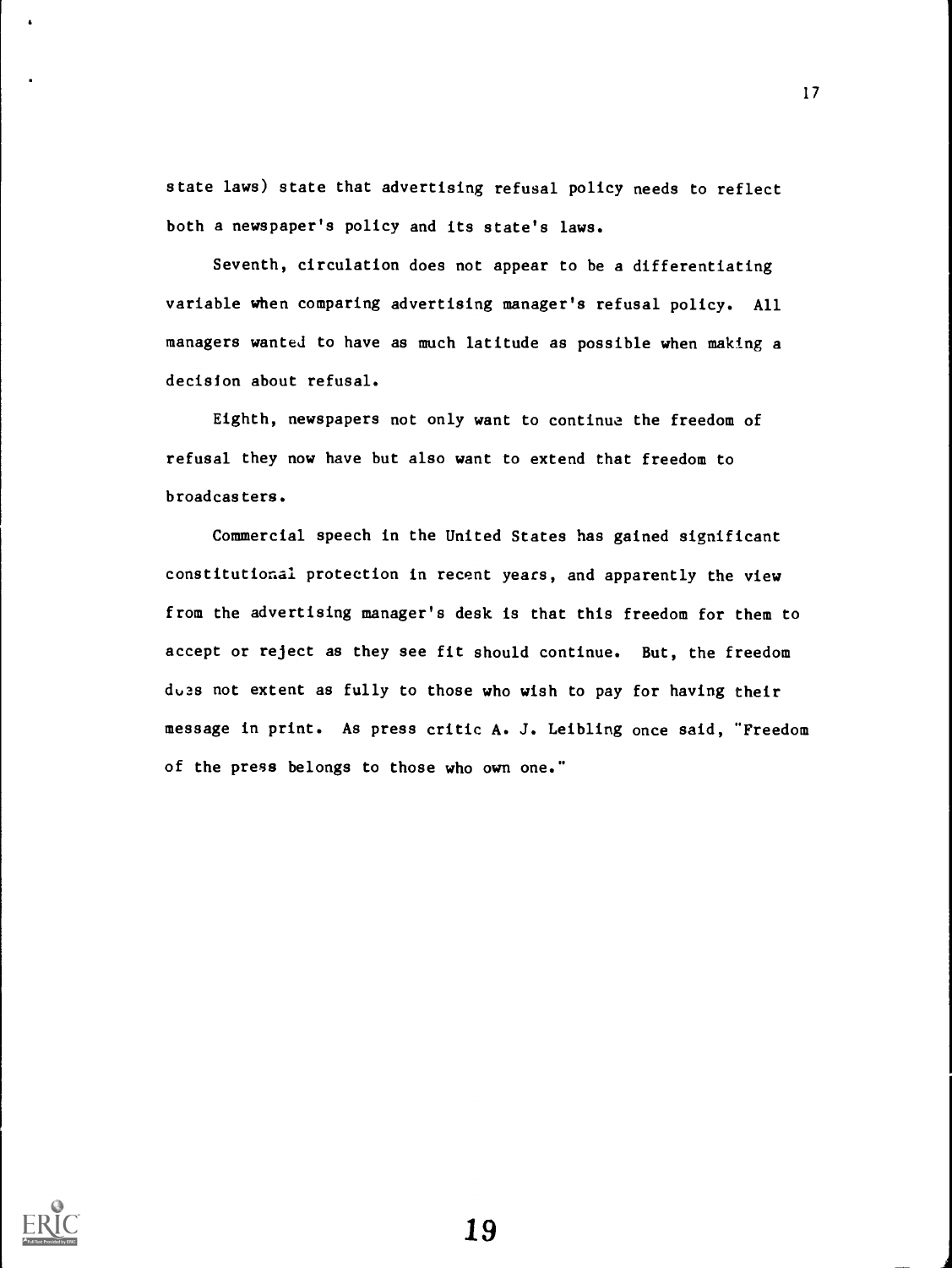state laws) state that advertising refusal policy needs to reflect both a newspaper's policy and its state's laws.

Seventh, circulation does not appear to be a differentiating variable when comparing advertising manager's refusal policy. All managers wanted to have as much latitude as possible when making a decision about refusal.

Eighth, newspapers not only want to continue the freedom of refusal they now have but also want to extend that freedom to broadcasters.

Commercial speech in the United States has gained significant constitutional protection in recent years, and apparently the view from the advertising manager's desk is that this freedom for them to accept or reject as they see fit should continue. But, the freedom does not extent as fully to those who wish to pay for having their message in print. As press critic A. J. Leibling once said, "Freedom of the press belongs to those who own one."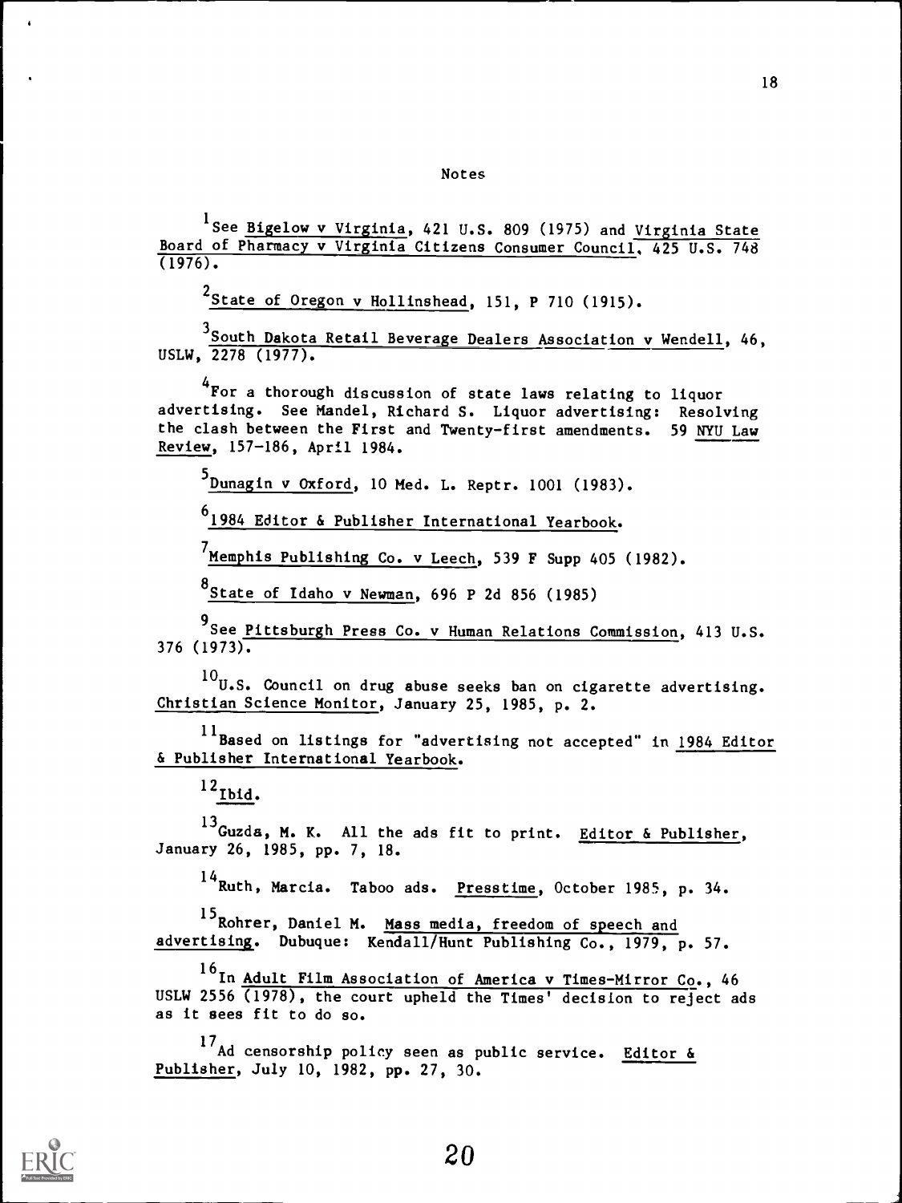## Notes

[1] See Bigelow v Virginia, 421 U.S. 809 (1975) and Virginia State Board of Pharmacy v Virginia Citizens Consumer Council, 425 U.S. 748 (1976).

[2] State of Oregon v Hollinshead, 151, P 710 (1915).

[3] South Dakota Retail Beverage Dealers Association v Wendell, 46, USLW, 2278 (1977).

[4] For a thorough discussion of state laws relating to liquor advertising. See Mandel, Richard S. Liquor advertising: Resolving the clash between the First and Twenty-first amendments. 59 NYU Law Review, 157-186, April 1984.

[5] Dunagin v Oxford, 10 Med. L. Reptr. 1001 (1983).

[6] 1984 Editor & Publisher International Yearbook.

[7] Memphis Publishing Co. v Leech, 539 F Supp 405 (1982).

[8] State of Idaho v Newman, 696 P 2d 856 (1985)

[9] See Pittsburgh Press Co. v Human Relations Commission, 413 U.S. 376 (1973).

[10] U.S. Council on drug abuse seeks ban on cigarette advertising. Christian Science Monitor, January 25, 1985, p. 2.

[11] Based on listings for "advertising not accepted" in 1984 Editor & Publisher International Yearbook.

[12] Ibid.

[13] Guzda, M. K. All the ads fit to print. Editor & Publisher, January 26, 1985, pp. 7, 18.

[14] Ruth, Marcia. Taboo ads. Presstime, October 1985, p. 34.

[15] Rohrer, Daniel M. Mass media, freedom of speech and advertising. Dubuque: Kendall/Hunt Publishing Co., 1979, p. 57.

[16] In Adult Film Association of America v Times-Mirror Co., 46 USLW 2556 (1978), the court upheld the Times' decision to reject ads as it sees fit to do so.

[17] Ad censorship policy seen as public service. Editor & Publisher, July 10, 1982, pp. 27, 30.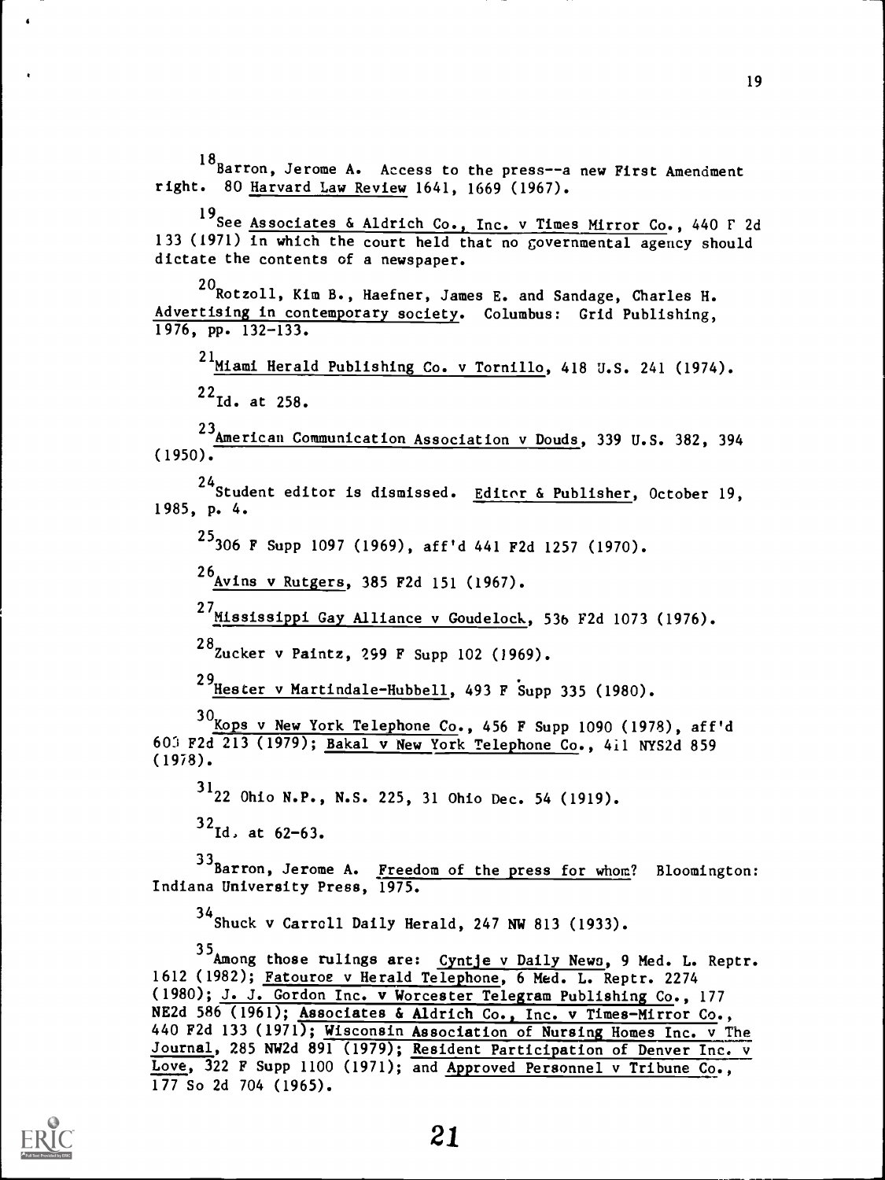[18]Barron, Jerome A. Access to the press--a new First Amendment right. 80 Harvard Law Review 1641, 1669 (1967).

[19]See Associates & Aldrich Co., Inc. v Times Mirror Co., 440 F 2d 133 (1971) in which the court held that no governmental agency should dictate the contents of a newspaper.

[20]Rotzoll, Kim B., Haefner, James E. and Sandage, Charles H. Advertising in contemporary society. Columbus: Grid Publishing, 1976, pp. 132-133.

[21]Miami Herald Publishing Co. v Tornillo, 418 U.S. 241 (1974).

[22]Id. at 258.

[23]American Communication Association v Douds, 339 U.S. 382, 394 (1950).

[24]Student editor is dismissed. Editor & Publisher, October 19, 1985, p. 4.

[25]306 F Supp 1097 (1969), aff'd 441 F2d 1257 (1970).

[26]Avins v Rutgers, 385 F2d 151 (1967).

[27]Mississippi Gay Alliance v Goudelock, 536 F2d 1073 (1976).

[28]Zucker v Paintz, 299 F Supp 102 (1969).

[29]Hester v Martindale-Hubbell, 493 F Supp 335 (1980).

[30]Kops v New York Telephone Co., 456 F Supp 1090 (1978), aff'd 603 F2d 213 (1979); Bakal v New York Telephone Co., 411 NYS2d 859 (1978).

[31]22 Ohio N.P., N.S. 225, 31 Ohio Dec. 54 (1919).

[32]Id. at 62-63.

[33]Barron, Jerome A. Freedom of the press for whom? Bloomington: Indiana University Press, 1975.

[34]Shuck v Carroll Daily Herald, 247 NW 813 (1933).

[35]Among those rulings are: Cyntje v Daily News, 9 Med. L. Reptr. 1612 (1982); Fatouroe v Herald Telephone, 6 Med. L. Reptr. 2274 (1980); J. J. Gordon Inc. v Worcester Telegram Publishing Co., 177 NE2d 586 (1961); Associates & Aldrich Co., Inc. v Times-Mirror Co., 440 F2d 133 (1971); Wisconsin Association of Nursing Homes Inc. v The Journal, 285 NW2d 891 (1979); Resident Participation of Denver Inc. v Love, 322 F Supp 1100 (1971); and Approved Personnel v Tribune Co., 177 So 2d 704 (1965).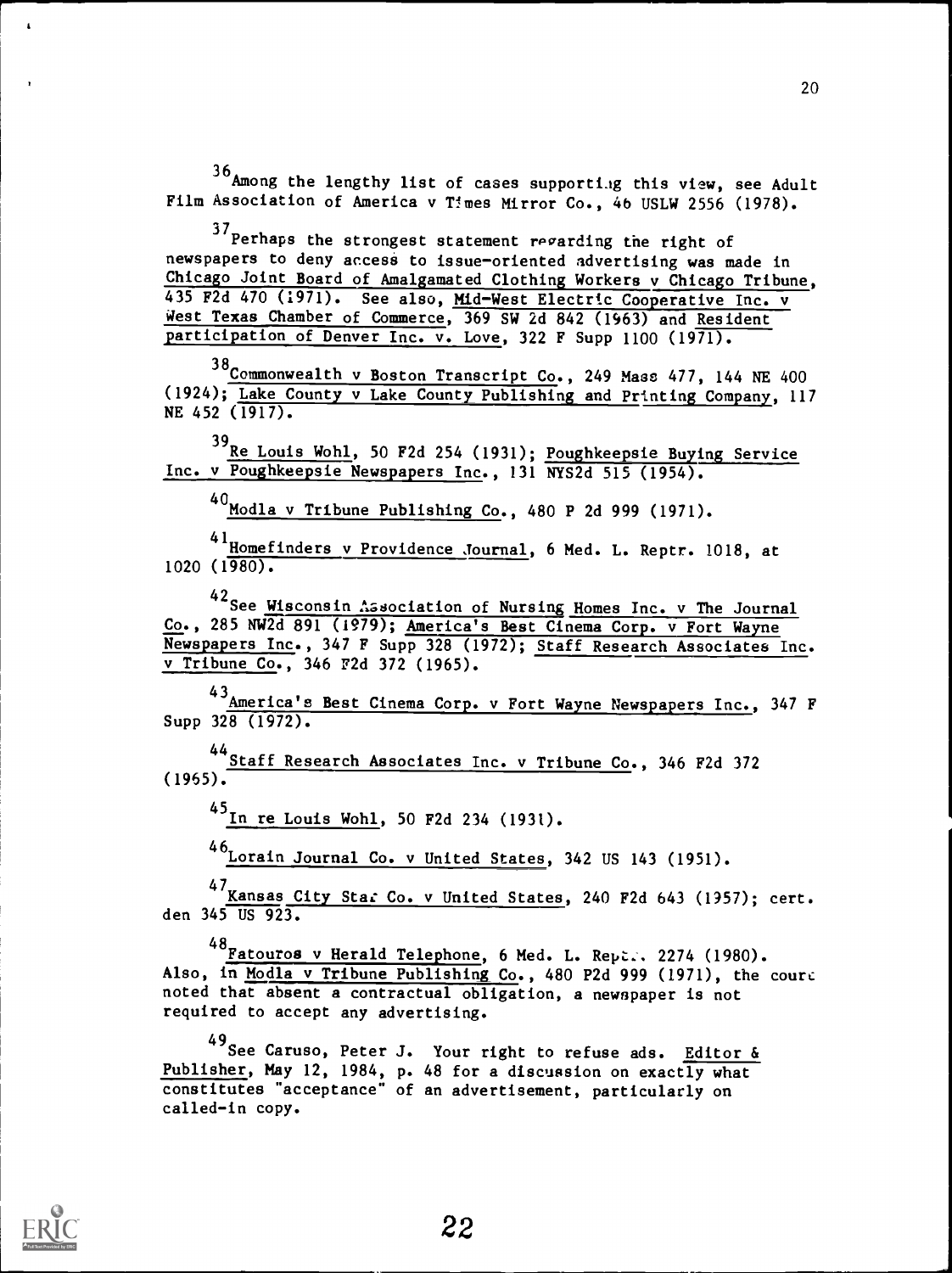[36] Among the lengthy list of cases supporting this view, see Adult Film Association of America v Times Mirror Co., 46 USLW 2556 (1978).

[37] Perhaps the strongest statement regarding the right of newspapers to deny access to issue-oriented advertising was made in Chicago Joint Board of Amalgamated Clothing Workers v Chicago Tribune, 435 F2d 470 (1971). See also, Mid-West Electric Cooperative Inc. v West Texas Chamber of Commerce, 369 SW 2d 842 (1963) and Resident participation of Denver Inc. v. Love, 322 F Supp 1100 (1971).

[38] Commonwealth v Boston Transcript Co., 249 Mass 477, 144 NE 400 (1924); Lake County v Lake County Publishing and Printing Company, 117 NE 452 (1917).

[39] Re Louis Wohl, 50 F2d 254 (1931); Poughkeepsie Buying Service Inc. v Poughkeepsie Newspapers Inc., 131 NYS2d 515 (1954).

[40] Modla v Tribune Publishing Co., 480 P 2d 999 (1971).

[41] Homefinders v Providence Journal, 6 Med. L. Reptr. 1018, at 1020 (1980).

[42] See Wisconsin Association of Nursing Homes Inc. v The Journal Co., 285 NW2d 891 (1979); America's Best Cinema Corp. v Fort Wayne Newspapers Inc., 347 F Supp 328 (1972); Staff Research Associates Inc. v Tribune Co., 346 F2d 372 (1965).

[43] America's Best Cinema Corp. v Fort Wayne Newspapers Inc., 347 F Supp 328 (1972).

[44] Staff Research Associates Inc. v Tribune Co., 346 F2d 372 (1965).

[45] In re Louis Wohl, 50 F2d 234 (1931).

[46] Lorain Journal Co. v United States, 342 US 143 (1951).

[47] Kansas City Star Co. v United States, 240 F2d 643 (1957); cert. den 345 US 923.

[48] Fatouros v Herald Telephone, 6 Med. L. Reptr. 2274 (1980). Also, in Modla v Tribune Publishing Co., 480 P2d 999 (1971), the court noted that absent a contractual obligation, a newspaper is not required to accept any advertising.

[49] See Caruso, Peter J. Your right to refuse ads. Editor & Publisher, May 12, 1984, p. 48 for a discussion on exactly what constitutes "acceptance" of an advertisement, particularly on called-in copy.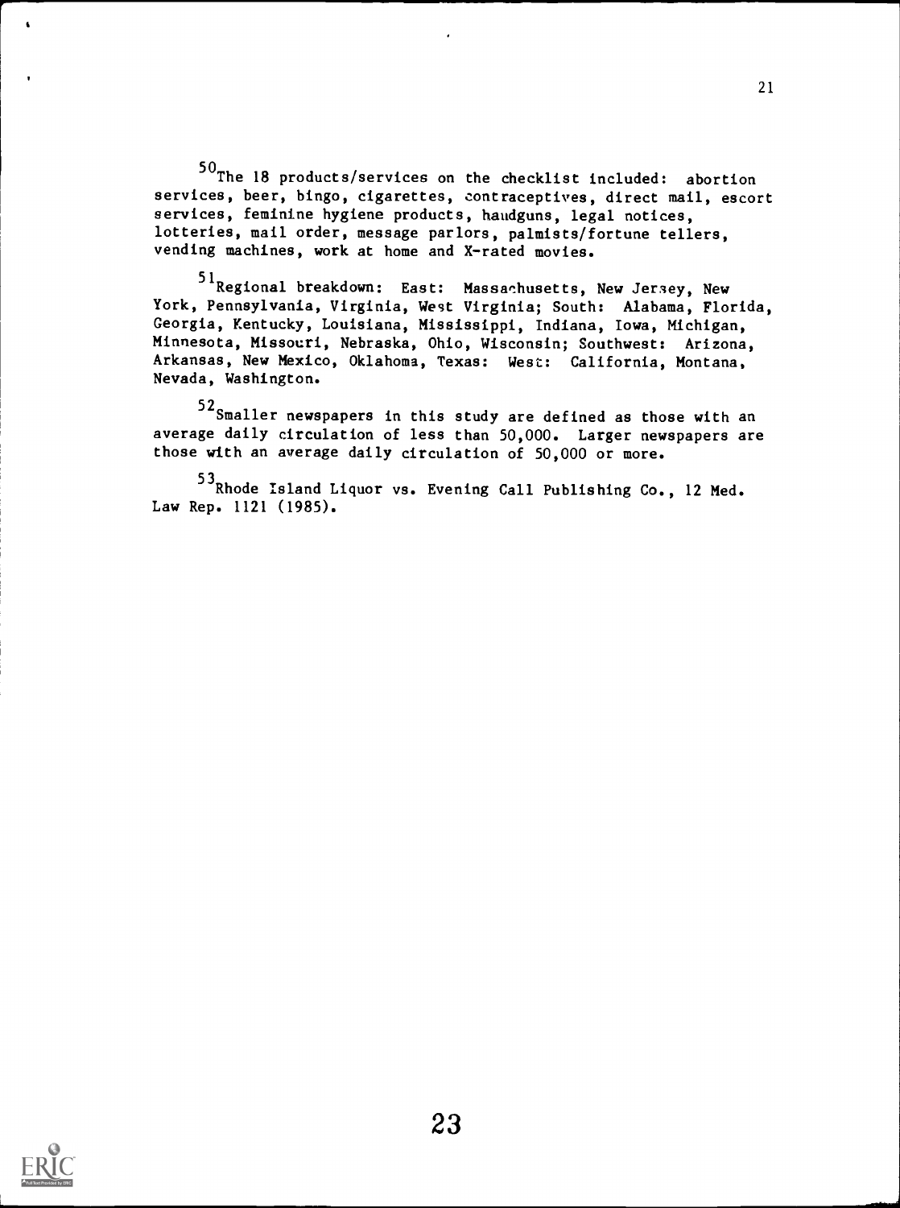[50]The 18 products/services on the checklist included: abortion services, beer, bingo, cigarettes, contraceptives, direct mail, escort services, feminine hygiene products, handguns, legal notices, lotteries, mail order, message parlors, palmists/fortune tellers, vending machines, work at home and X-rated movies.

[51]Regional breakdown: East: Massachusetts, New Jersey, New York, Pennsylvania, Virginia, West Virginia; South: Alabama, Florida, Georgia, Kentucky, Louisiana, Mississippi, Indiana, Iowa, Michigan, Minnesota, Missouri, Nebraska, Ohio, Wisconsin; Southwest: Arizona, Arkansas, New Mexico, Oklahoma, Texas: West: California, Montana, Nevada, Washington.

[52]Smaller newspapers in this study are defined as those with an average daily circulation of less than 50,000. Larger newspapers are those with an average daily circulation of 50,000 or more.

[53]Rhode Island Liquor vs. Evening Call Publishing Co., 12 Med. Law Rep. 1121 (1985).